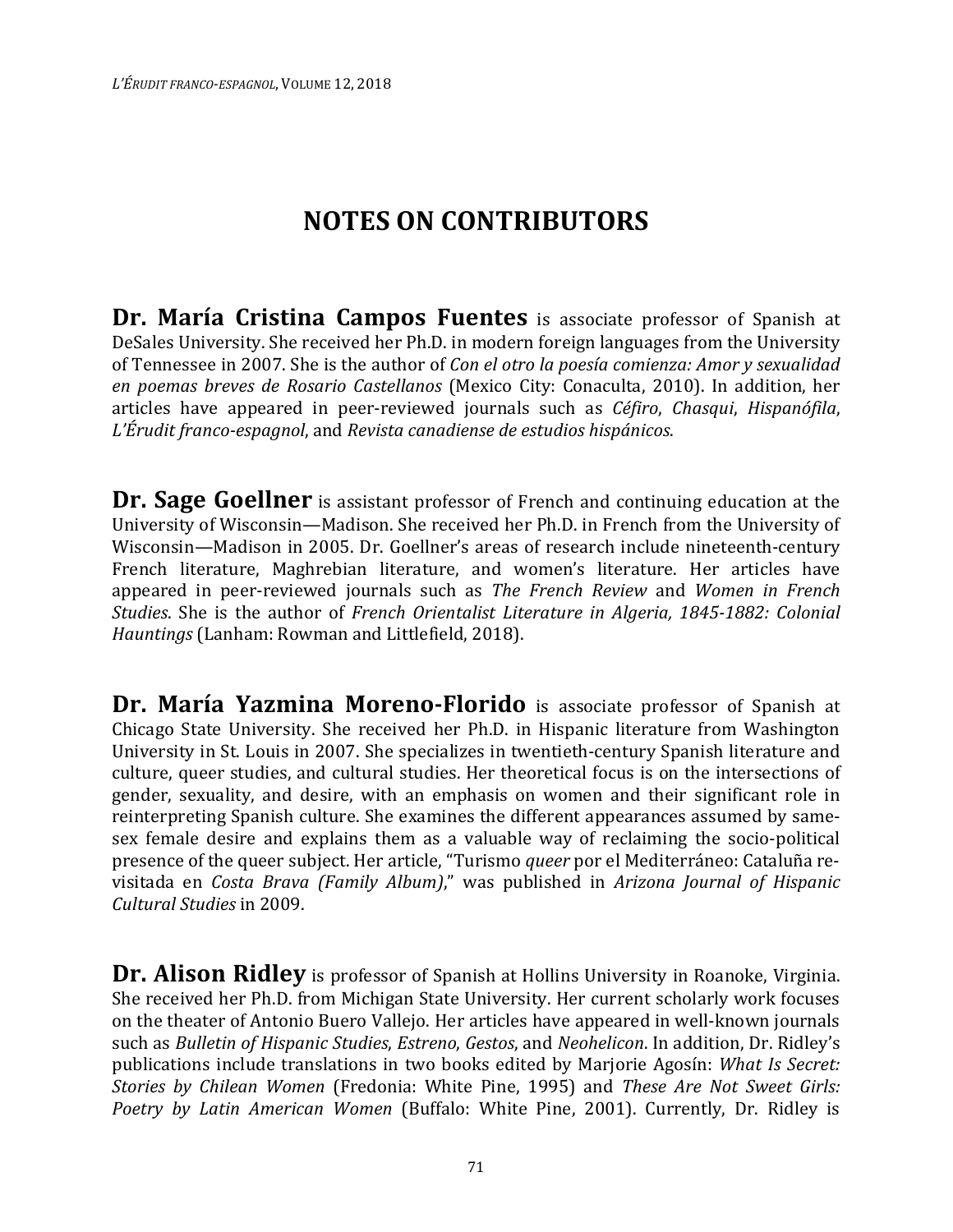# NOTES ON CONTRIBUTORS

**Dr. María Cristina Campos Fuentes** is associate professor of Spanish at DeSales University. She received her Ph.D. in modern foreign languages from the University of Tennessee in 2007. She is the author of *Con el otro la poesía comienza: Amor y sexualidad en poemas breves de Rosario Castellanos* (Mexico City: Conaculta, 2010). In addition, her articles have appeared in peer-reviewed journals such as *Céfiro*, *Chasqui*, *Hispanófila*, *L'Érudit franco-espagnol*, and *Revista canadiense de estudios hispánicos*.

**Dr. Sage Goellner** is assistant professor of French and continuing education at the University of Wisconsin—Madison. She received her Ph.D. in French from the University of Wisconsin—Madison in 2005. Dr. Goellner's areas of research include nineteenth-century French literature, Maghrebian literature, and women's literature. Her articles have appeared in peer-reviewed journals such as *The French Review* and *Women in French Studies*. She is the author of *French Orientalist Literature in Algeria, 1845-1882: Colonial Hauntings* (Lanham: Rowman and Littlefield, 2018).

**Dr. María Yazmina Moreno-Florido** is associate professor of Spanish at Chicago State University. She received her Ph.D. in Hispanic literature from Washington University in St. Louis in 2007. She specializes in twentieth-century Spanish literature and culture, queer studies, and cultural studies. Her theoretical focus is on the intersections of gender, sexuality, and desire, with an emphasis on women and their significant role in reinterpreting Spanish culture. She examines the different appearances assumed by same-sex female desire and explains them as a valuable way of reclaiming the socio-political presence of the queer subject. Her article, "Turismo *queer* por el Mediterráneo: Cataluña re-visitada en *Costa Brava (Family Album)*," was published in *Arizona Journal of Hispanic Cultural Studies* in 2009.

**Dr. Alison Ridley** is professor of Spanish at Hollins University in Roanoke, Virginia. She received her Ph.D. from Michigan State University. Her current scholarly work focuses on the theater of Antonio Buero Vallejo. Her articles have appeared in well-known journals such as *Bulletin of Hispanic Studies*, *Estreno*, *Gestos*, and *Neohelicon*. In addition, Dr. Ridley's publications include translations in two books edited by Marjorie Agosín: *What Is Secret: Stories by Chilean Women* (Fredonia: White Pine, 1995) and *These Are Not Sweet Girls: Poetry by Latin American Women* (Buffalo: White Pine, 2001). Currently, Dr. Ridley is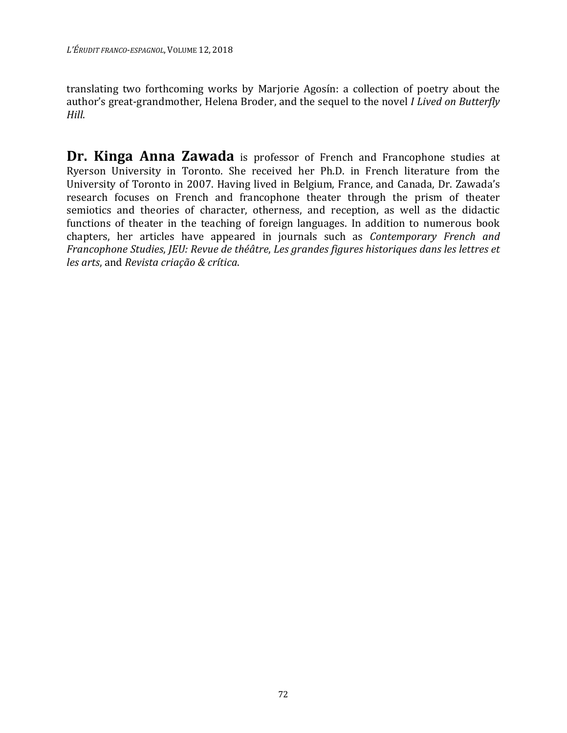translating two forthcoming works by Marjorie Agosín: a collection of poetry about the author's great-grandmother, Helena Broder, and the sequel to the novel *I Lived on Butterfly Hill*.

**Dr. Kinga Anna Zawada** is professor of French and Francophone studies at Ryerson University in Toronto. She received her Ph.D. in French literature from the University of Toronto in 2007. Having lived in Belgium, France, and Canada, Dr. Zawada's research focuses on French and francophone theater through the prism of theater semiotics and theories of character, otherness, and reception, as well as the didactic functions of theater in the teaching of foreign languages. In addition to numerous book chapters, her articles have appeared in journals such as *Contemporary French and Francophone Studies*, *JEU: Revue de théâtre*, *Les grandes figures historiques dans les lettres et les arts*, and *Revista criação & crítica*.